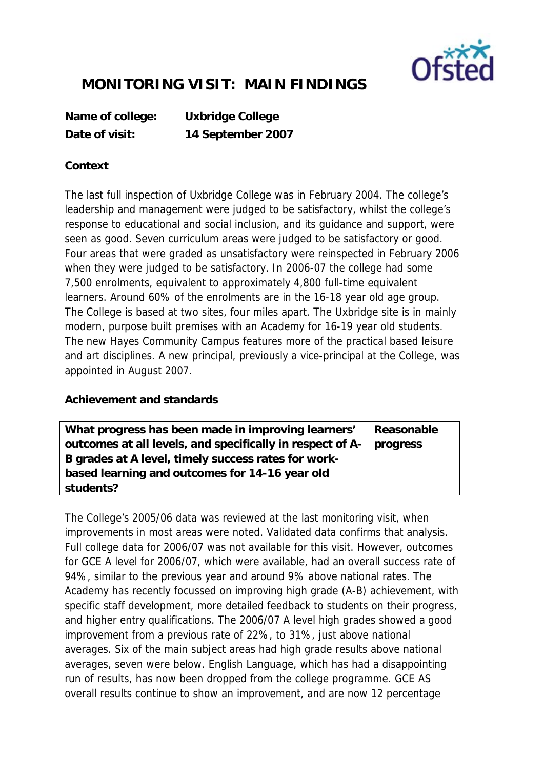# MONITORING VISIT: MAIN FINDINGS

**Name of college:** **Uxbridge College**
**Date of visit:** **14 September 2007**

### Context

The last full inspection of Uxbridge College was in February 2004. The college's leadership and management were judged to be satisfactory, whilst the college's response to educational and social inclusion, and its guidance and support, were seen as good. Seven curriculum areas were judged to be satisfactory or good. Four areas that were graded as unsatisfactory were reinspected in February 2006 when they were judged to be satisfactory. In 2006-07 the college had some 7,500 enrolments, equivalent to approximately 4,800 full-time equivalent learners. Around 60% of the enrolments are in the 16-18 year old age group. The College is based at two sites, four miles apart. The Uxbridge site is in mainly modern, purpose built premises with an Academy for 16-19 year old students. The new Hayes Community Campus features more of the practical based leisure and art disciplines. A new principal, previously a vice-principal at the College, was appointed in August 2007.

### Achievement and standards

| What progress has been made in improving learners' outcomes at all levels, and specifically in respect of A-B grades at A level, timely success rates for work-based learning and outcomes for 14-16 year old students? | Reasonable progress |
|---|---|

The College's 2005/06 data was reviewed at the last monitoring visit, when improvements in most areas were noted. Validated data confirms that analysis. Full college data for 2006/07 was not available for this visit. However, outcomes for GCE A level for 2006/07, which were available, had an overall success rate of 94%, similar to the previous year and around 9% above national rates. The Academy has recently focussed on improving high grade (A-B) achievement, with specific staff development, more detailed feedback to students on their progress, and higher entry qualifications. The 2006/07 A level high grades showed a good improvement from a previous rate of 22%, to 31%, just above national averages. Six of the main subject areas had high grade results above national averages, seven were below. English Language, which has had a disappointing run of results, has now been dropped from the college programme. GCE AS overall results continue to show an improvement, and are now 12 percentage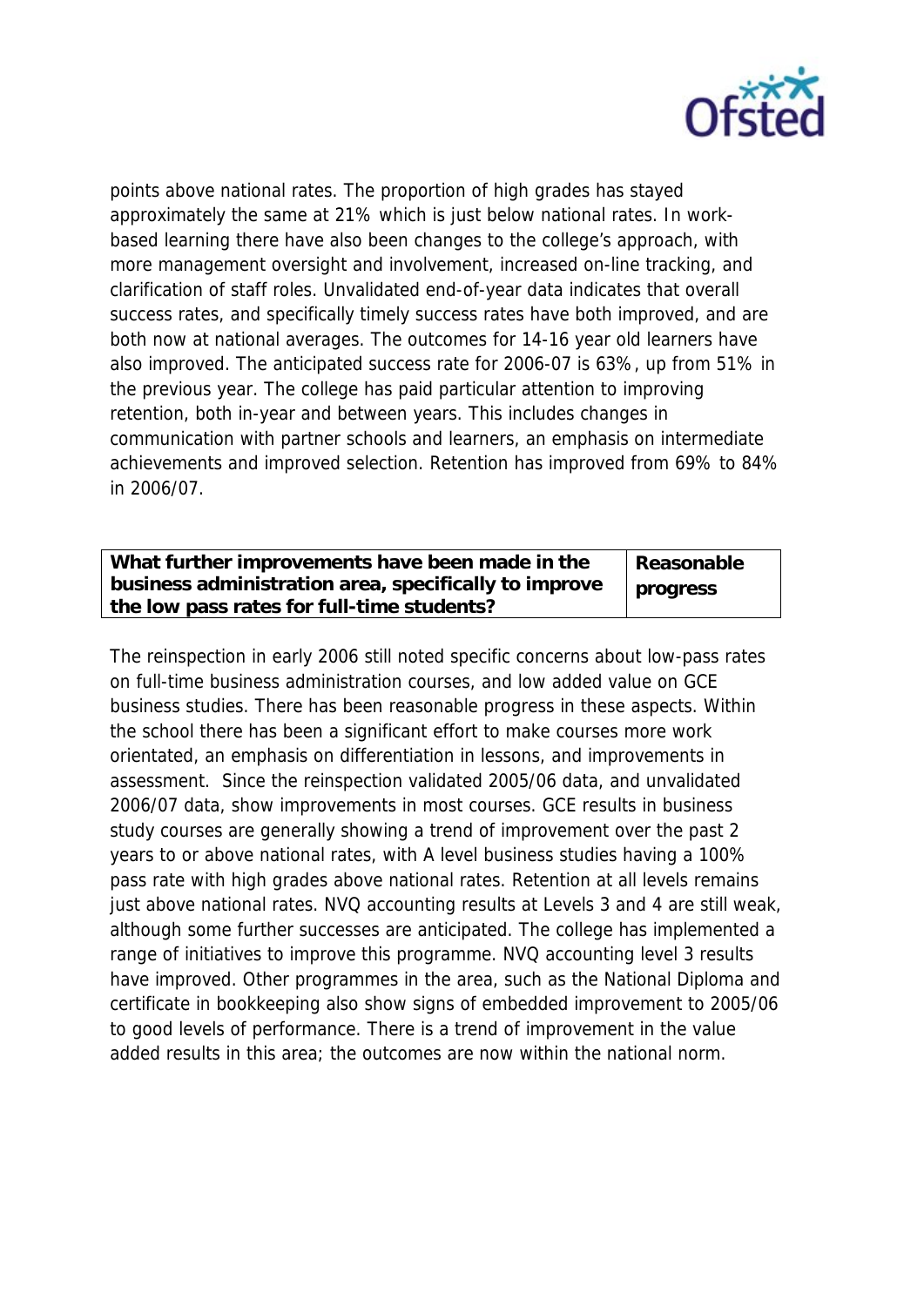points above national rates. The proportion of high grades has stayed approximately the same at 21% which is just below national rates. In work-based learning there have also been changes to the college's approach, with more management oversight and involvement, increased on-line tracking, and clarification of staff roles. Unvalidated end-of-year data indicates that overall success rates, and specifically timely success rates have both improved, and are both now at national averages. The outcomes for 14-16 year old learners have also improved. The anticipated success rate for 2006-07 is 63%, up from 51% in the previous year. The college has paid particular attention to improving retention, both in-year and between years. This includes changes in communication with partner schools and learners, an emphasis on intermediate achievements and improved selection. Retention has improved from 69% to 84% in 2006/07.

| **What further improvements have been made in the business administration area, specifically to improve the low pass rates for full-time students?** | **Reasonable progress** |
|---|---|

The reinspection in early 2006 still noted specific concerns about low-pass rates on full-time business administration courses, and low added value on GCE business studies. There has been reasonable progress in these aspects. Within the school there has been a significant effort to make courses more work orientated, an emphasis on differentiation in lessons, and improvements in assessment. Since the reinspection validated 2005/06 data, and unvalidated 2006/07 data, show improvements in most courses. GCE results in business study courses are generally showing a trend of improvement over the past 2 years to or above national rates, with A level business studies having a 100% pass rate with high grades above national rates. Retention at all levels remains just above national rates. NVQ accounting results at Levels 3 and 4 are still weak, although some further successes are anticipated. The college has implemented a range of initiatives to improve this programme. NVQ accounting level 3 results have improved. Other programmes in the area, such as the National Diploma and certificate in bookkeeping also show signs of embedded improvement to 2005/06 to good levels of performance. There is a trend of improvement in the value added results in this area; the outcomes are now within the national norm.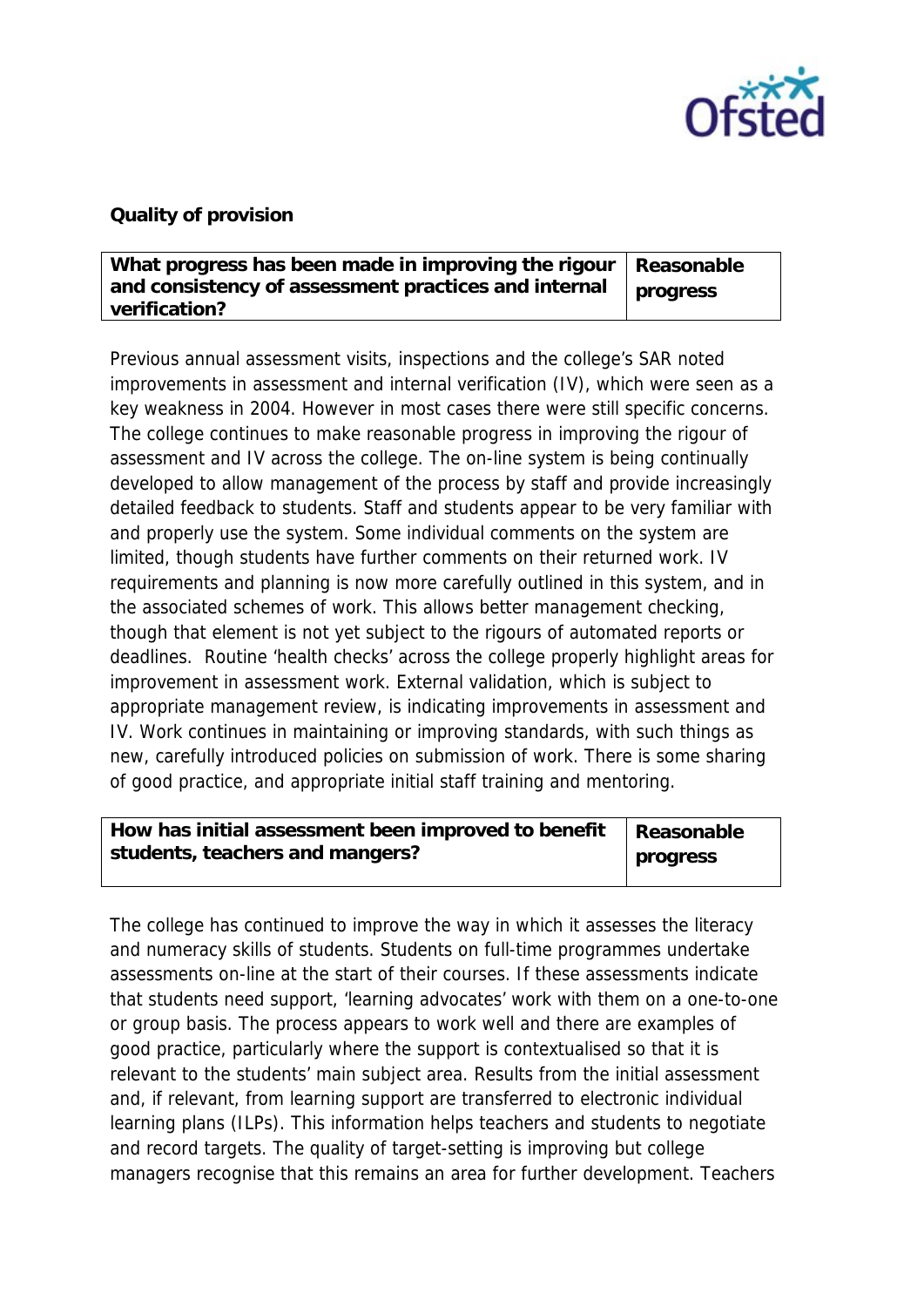**Quality of provision**

| What progress has been made in improving the rigour and consistency of assessment practices and internal verification? | Reasonable progress |
|---|---|

Previous annual assessment visits, inspections and the college's SAR noted improvements in assessment and internal verification (IV), which were seen as a key weakness in 2004. However in most cases there were still specific concerns. The college continues to make reasonable progress in improving the rigour of assessment and IV across the college. The on-line system is being continually developed to allow management of the process by staff and provide increasingly detailed feedback to students. Staff and students appear to be very familiar with and properly use the system. Some individual comments on the system are limited, though students have further comments on their returned work. IV requirements and planning is now more carefully outlined in this system, and in the associated schemes of work. This allows better management checking, though that element is not yet subject to the rigours of automated reports or deadlines. Routine 'health checks' across the college properly highlight areas for improvement in assessment work. External validation, which is subject to appropriate management review, is indicating improvements in assessment and IV. Work continues in maintaining or improving standards, with such things as new, carefully introduced policies on submission of work. There is some sharing of good practice, and appropriate initial staff training and mentoring.

| How has initial assessment been improved to benefit students, teachers and mangers? | Reasonable progress |
|---|---|

The college has continued to improve the way in which it assesses the literacy and numeracy skills of students. Students on full-time programmes undertake assessments on-line at the start of their courses. If these assessments indicate that students need support, 'learning advocates' work with them on a one-to-one or group basis. The process appears to work well and there are examples of good practice, particularly where the support is contextualised so that it is relevant to the students' main subject area. Results from the initial assessment and, if relevant, from learning support are transferred to electronic individual learning plans (ILPs). This information helps teachers and students to negotiate and record targets. The quality of target-setting is improving but college managers recognise that this remains an area for further development. Teachers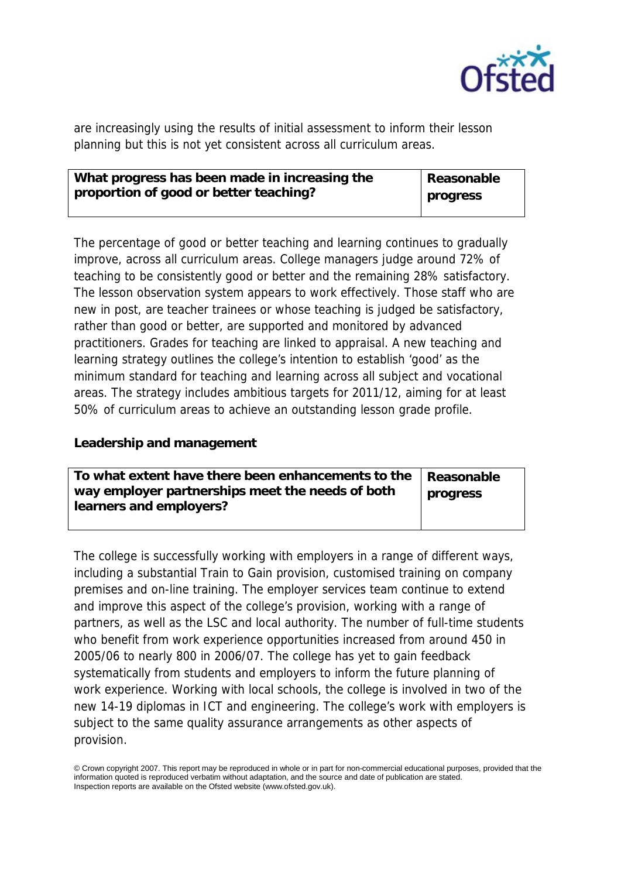are increasingly using the results of initial assessment to inform their lesson planning but this is not yet consistent across all curriculum areas.

| | |
|---|---|
| **What progress has been made in increasing the proportion of good or better teaching?** | **Reasonable progress** |

The percentage of good or better teaching and learning continues to gradually improve, across all curriculum areas. College managers judge around 72% of teaching to be consistently good or better and the remaining 28% satisfactory. The lesson observation system appears to work effectively. Those staff who are new in post, are teacher trainees or whose teaching is judged be satisfactory, rather than good or better, are supported and monitored by advanced practitioners. Grades for teaching are linked to appraisal. A new teaching and learning strategy outlines the college's intention to establish 'good' as the minimum standard for teaching and learning across all subject and vocational areas. The strategy includes ambitious targets for 2011/12, aiming for at least 50% of curriculum areas to achieve an outstanding lesson grade profile.

**Leadership and management**

| | |
|---|---|
| **To what extent have there been enhancements to the way employer partnerships meet the needs of both learners and employers?** | **Reasonable progress** |

The college is successfully working with employers in a range of different ways, including a substantial Train to Gain provision, customised training on company premises and on-line training. The employer services team continue to extend and improve this aspect of the college's provision, working with a range of partners, as well as the LSC and local authority. The number of full-time students who benefit from work experience opportunities increased from around 450 in 2005/06 to nearly 800 in 2006/07. The college has yet to gain feedback systematically from students and employers to inform the future planning of work experience. Working with local schools, the college is involved in two of the new 14-19 diplomas in ICT and engineering. The college's work with employers is subject to the same quality assurance arrangements as other aspects of provision.

© Crown copyright 2007. This report may be reproduced in whole or in part for non-commercial educational purposes, provided that the information quoted is reproduced verbatim without adaptation, and the source and date of publication are stated.
Inspection reports are available on the Ofsted website (www.ofsted.gov.uk).